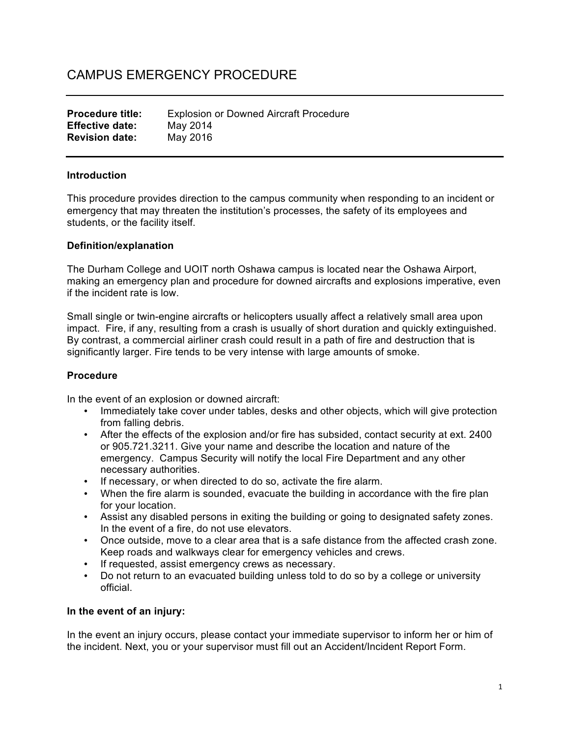# CAMPUS EMERGENCY PROCEDURE

---

**Procedure title:** Explosion or Downed Aircraft Procedure
**Effective date:** May 2014
**Revision date:** May 2016

---

**Introduction**

This procedure provides direction to the campus community when responding to an incident or emergency that may threaten the institution's processes, the safety of its employees and students, or the facility itself.

**Definition/explanation**

The Durham College and UOIT north Oshawa campus is located near the Oshawa Airport, making an emergency plan and procedure for downed aircrafts and explosions imperative, even if the incident rate is low.

Small single or twin-engine aircrafts or helicopters usually affect a relatively small area upon impact. Fire, if any, resulting from a crash is usually of short duration and quickly extinguished. By contrast, a commercial airliner crash could result in a path of fire and destruction that is significantly larger. Fire tends to be very intense with large amounts of smoke.

**Procedure**

In the event of an explosion or downed aircraft:

- Immediately take cover under tables, desks and other objects, which will give protection from falling debris.
- After the effects of the explosion and/or fire has subsided, contact security at ext. 2400 or 905.721.3211. Give your name and describe the location and nature of the emergency. Campus Security will notify the local Fire Department and any other necessary authorities.
- If necessary, or when directed to do so, activate the fire alarm.
- When the fire alarm is sounded, evacuate the building in accordance with the fire plan for your location.
- Assist any disabled persons in exiting the building or going to designated safety zones. In the event of a fire, do not use elevators.
- Once outside, move to a clear area that is a safe distance from the affected crash zone. Keep roads and walkways clear for emergency vehicles and crews.
- If requested, assist emergency crews as necessary.
- Do not return to an evacuated building unless told to do so by a college or university official.

**In the event of an injury:**

In the event an injury occurs, please contact your immediate supervisor to inform her or him of the incident. Next, you or your supervisor must fill out an Accident/Incident Report Form.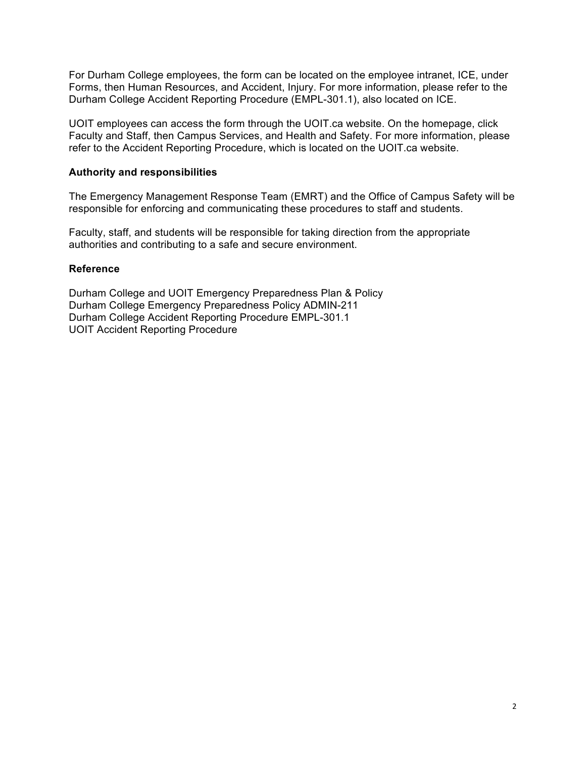For Durham College employees, the form can be located on the employee intranet, ICE, under Forms, then Human Resources, and Accident, Injury. For more information, please refer to the Durham College Accident Reporting Procedure (EMPL-301.1), also located on ICE.

UOIT employees can access the form through the UOIT.ca website. On the homepage, click Faculty and Staff, then Campus Services, and Health and Safety. For more information, please refer to the Accident Reporting Procedure, which is located on the UOIT.ca website.

**Authority and responsibilities**

The Emergency Management Response Team (EMRT) and the Office of Campus Safety will be responsible for enforcing and communicating these procedures to staff and students.

Faculty, staff, and students will be responsible for taking direction from the appropriate authorities and contributing to a safe and secure environment.

**Reference**

Durham College and UOIT Emergency Preparedness Plan & Policy
Durham College Emergency Preparedness Policy ADMIN-211
Durham College Accident Reporting Procedure EMPL-301.1
UOIT Accident Reporting Procedure